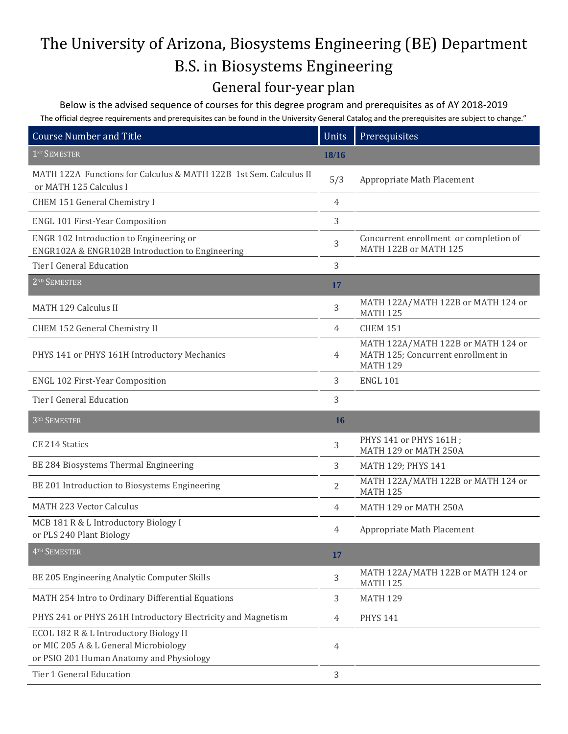# The University of Arizona, Biosystems Engineering (BE) Department

## B.S. in Biosystems Engineering

### General four-year plan

Below is the advised sequence of courses for this degree program and prerequisites as of AY 2018-2019

The official degree requirements and prerequisites can be found in the University General Catalog and the prerequisites are subject to change."

| Course Number and Title | Units | Prerequisites |
|---|---|---|
| **1ST SEMESTER** | **18/16** | |
| MATH 122A Functions for Calculus & MATH 122B 1st Sem. Calculus II or MATH 125 Calculus I | 5/3 | Appropriate Math Placement |
| CHEM 151 General Chemistry I | 4 | |
| ENGL 101 First-Year Composition | 3 | |
| ENGR 102 Introduction to Engineering or ENGR102A & ENGR102B Introduction to Engineering | 3 | Concurrent enrollment or completion of MATH 122B or MATH 125 |
| Tier I General Education | 3 | |
| **2ND SEMESTER** | **17** | |
| MATH 129 Calculus II | 3 | MATH 122A/MATH 122B or MATH 124 or MATH 125 |
| CHEM 152 General Chemistry II | 4 | CHEM 151 |
| PHYS 141 or PHYS 161H Introductory Mechanics | 4 | MATH 122A/MATH 122B or MATH 124 or MATH 125; Concurrent enrollment in MATH 129 |
| ENGL 102 First-Year Composition | 3 | ENGL 101 |
| Tier I General Education | 3 | |
| **3RD SEMESTER** | **16** | |
| CE 214 Statics | 3 | PHYS 141 or PHYS 161H ; MATH 129 or MATH 250A |
| BE 284 Biosystems Thermal Engineering | 3 | MATH 129; PHYS 141 |
| BE 201 Introduction to Biosystems Engineering | 2 | MATH 122A/MATH 122B or MATH 124 or MATH 125 |
| MATH 223 Vector Calculus | 4 | MATH 129 or MATH 250A |
| MCB 181 R & L Introductory Biology I or PLS 240 Plant Biology | 4 | Appropriate Math Placement |
| **4TH SEMESTER** | **17** | |
| BE 205 Engineering Analytic Computer Skills | 3 | MATH 122A/MATH 122B or MATH 124 or MATH 125 |
| MATH 254 Intro to Ordinary Differential Equations | 3 | MATH 129 |
| PHYS 241 or PHYS 261H Introductory Electricity and Magnetism | 4 | PHYS 141 |
| ECOL 182 R & L Introductory Biology II or MIC 205 A & L General Microbiology or PSIO 201 Human Anatomy and Physiology | 4 | |
| Tier 1 General Education | 3 | |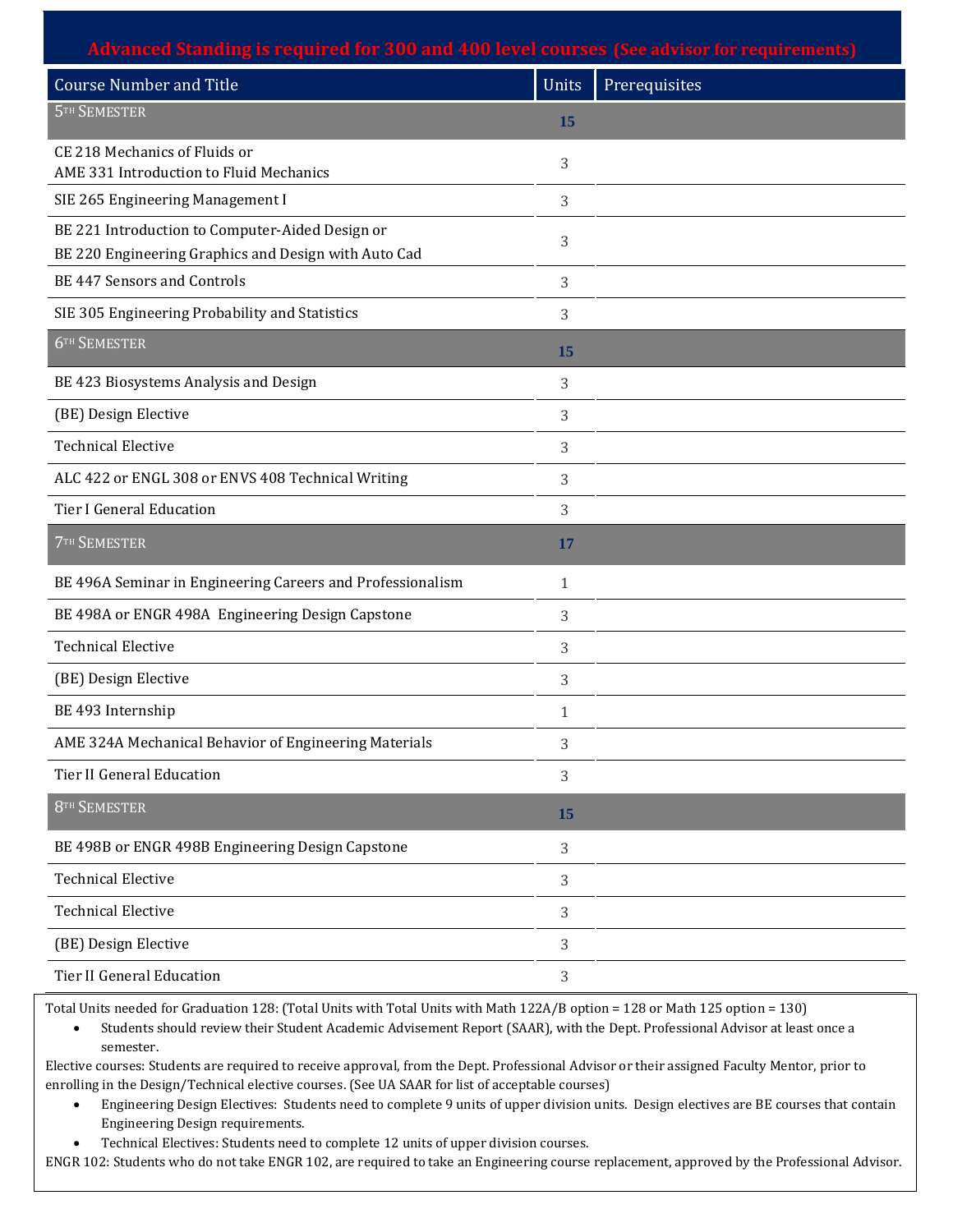**Advanced Standing is required for 300 and 400 level courses (See advisor for requirements)**

| Course Number and Title | Units | Prerequisites |
|---|---|---|
| 5TH SEMESTER | 15 | |
| CE 218 Mechanics of Fluids or AME 331 Introduction to Fluid Mechanics | 3 | |
| SIE 265 Engineering Management I | 3 | |
| BE 221 Introduction to Computer-Aided Design or BE 220 Engineering Graphics and Design with Auto Cad | 3 | |
| BE 447 Sensors and Controls | 3 | |
| SIE 305 Engineering Probability and Statistics | 3 | |
| 6TH SEMESTER | 15 | |
| BE 423 Biosystems Analysis and Design | 3 | |
| (BE) Design Elective | 3 | |
| Technical Elective | 3 | |
| ALC 422 or ENGL 308 or ENVS 408 Technical Writing | 3 | |
| Tier I General Education | 3 | |
| 7TH SEMESTER | 17 | |
| BE 496A Seminar in Engineering Careers and Professionalism | 1 | |
| BE 498A or ENGR 498A Engineering Design Capstone | 3 | |
| Technical Elective | 3 | |
| (BE) Design Elective | 3 | |
| BE 493 Internship | 1 | |
| AME 324A Mechanical Behavior of Engineering Materials | 3 | |
| Tier II General Education | 3 | |
| 8TH SEMESTER | 15 | |
| BE 498B or ENGR 498B Engineering Design Capstone | 3 | |
| Technical Elective | 3 | |
| Technical Elective | 3 | |
| (BE) Design Elective | 3 | |
| Tier II General Education | 3 | |

Total Units needed for Graduation 128: (Total Units with Total Units with Math 122A/B option = 128 or Math 125 option = 130)

- Students should review their Student Academic Advisement Report (SAAR), with the Dept. Professional Advisor at least once a semester.

Elective courses: Students are required to receive approval, from the Dept. Professional Advisor or their assigned Faculty Mentor, prior to enrolling in the Design/Technical elective courses. (See UA SAAR for list of acceptable courses)

- Engineering Design Electives: Students need to complete 9 units of upper division units. Design electives are BE courses that contain Engineering Design requirements.
- Technical Electives: Students need to complete 12 units of upper division courses.

ENGR 102: Students who do not take ENGR 102, are required to take an Engineering course replacement, approved by the Professional Advisor.